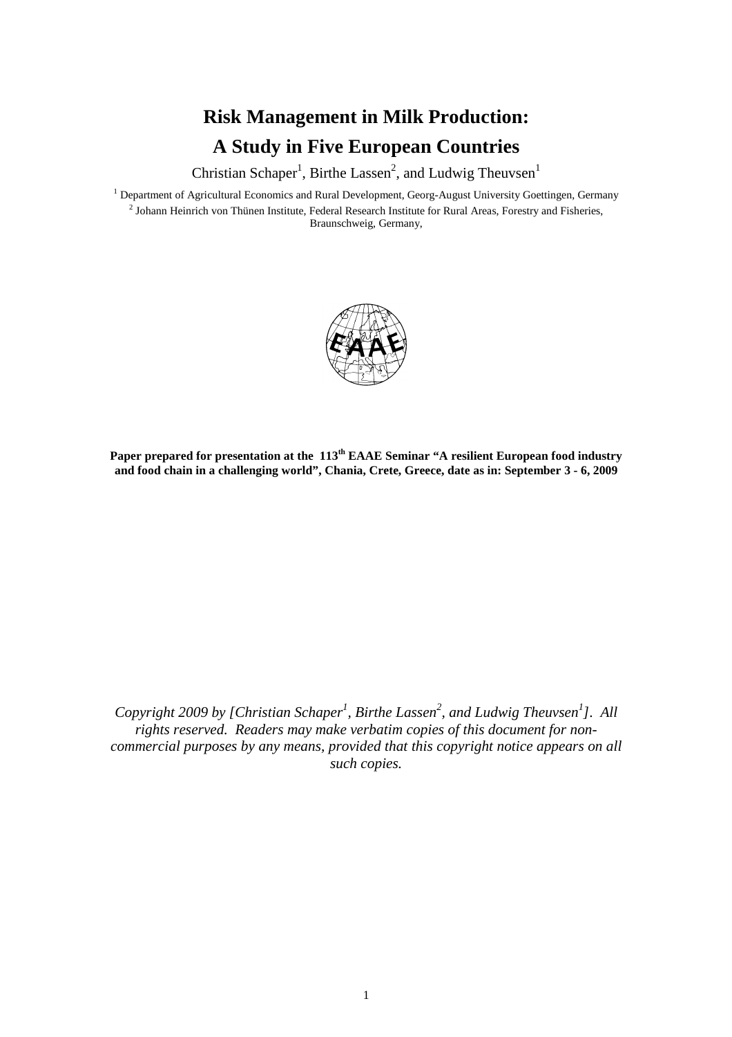# Risk Management in Milk Production:
# A Study in Five European Countries

Christian Schaper[1], Birthe Lassen[2], and Ludwig Theuvsen[1]

[1] Department of Agricultural Economics and Rural Development, Georg-August University Goettingen, Germany
[2] Johann Heinrich von Thünen Institute, Federal Research Institute for Rural Areas, Forestry and Fisheries, Braunschweig, Germany,

**Paper prepared for presentation at the 113th EAAE Seminar "A resilient European food industry and food chain in a challenging world", Chania, Crete, Greece, date as in: September 3 - 6, 2009**

*Copyright 2009 by [Christian Schaper[1], Birthe Lassen[2], and Ludwig Theuvsen[1]]. All rights reserved. Readers may make verbatim copies of this document for non-commercial purposes by any means, provided that this copyright notice appears on all such copies.*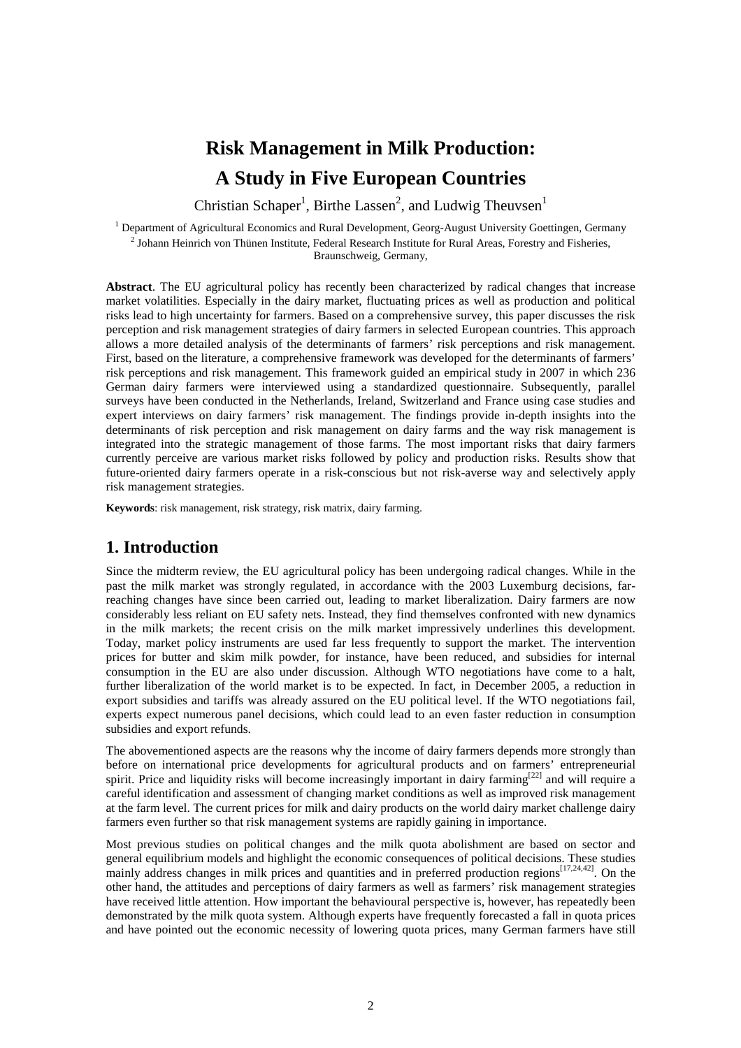# Risk Management in Milk Production: A Study in Five European Countries

Christian Schaper[1], Birthe Lassen[2], and Ludwig Theuvsen[1]

[1] Department of Agricultural Economics and Rural Development, Georg-August University Goettingen, Germany
[2] Johann Heinrich von Thünen Institute, Federal Research Institute for Rural Areas, Forestry and Fisheries, Braunschweig, Germany,

**Abstract**. The EU agricultural policy has recently been characterized by radical changes that increase market volatilities. Especially in the dairy market, fluctuating prices as well as production and political risks lead to high uncertainty for farmers. Based on a comprehensive survey, this paper discusses the risk perception and risk management strategies of dairy farmers in selected European countries. This approach allows a more detailed analysis of the determinants of farmers' risk perceptions and risk management. First, based on the literature, a comprehensive framework was developed for the determinants of farmers' risk perceptions and risk management. This framework guided an empirical study in 2007 in which 236 German dairy farmers were interviewed using a standardized questionnaire. Subsequently, parallel surveys have been conducted in the Netherlands, Ireland, Switzerland and France using case studies and expert interviews on dairy farmers' risk management. The findings provide in-depth insights into the determinants of risk perception and risk management on dairy farms and the way risk management is integrated into the strategic management of those farms. The most important risks that dairy farmers currently perceive are various market risks followed by policy and production risks. Results show that future-oriented dairy farmers operate in a risk-conscious but not risk-averse way and selectively apply risk management strategies.

**Keywords**: risk management, risk strategy, risk matrix, dairy farming.

## 1. Introduction

Since the midterm review, the EU agricultural policy has been undergoing radical changes. While in the past the milk market was strongly regulated, in accordance with the 2003 Luxemburg decisions, far-reaching changes have since been carried out, leading to market liberalization. Dairy farmers are now considerably less reliant on EU safety nets. Instead, they find themselves confronted with new dynamics in the milk markets; the recent crisis on the milk market impressively underlines this development. Today, market policy instruments are used far less frequently to support the market. The intervention prices for butter and skim milk powder, for instance, have been reduced, and subsidies for internal consumption in the EU are also under discussion. Although WTO negotiations have come to a halt, further liberalization of the world market is to be expected. In fact, in December 2005, a reduction in export subsidies and tariffs was already assured on the EU political level. If the WTO negotiations fail, experts expect numerous panel decisions, which could lead to an even faster reduction in consumption subsidies and export refunds.

The abovementioned aspects are the reasons why the income of dairy farmers depends more strongly than before on international price developments for agricultural products and on farmers' entrepreneurial spirit. Price and liquidity risks will become increasingly important in dairy farming[22] and will require a careful identification and assessment of changing market conditions as well as improved risk management at the farm level. The current prices for milk and dairy products on the world dairy market challenge dairy farmers even further so that risk management systems are rapidly gaining in importance.

Most previous studies on political changes and the milk quota abolishment are based on sector and general equilibrium models and highlight the economic consequences of political decisions. These studies mainly address changes in milk prices and quantities and in preferred production regions[17,24,42]. On the other hand, the attitudes and perceptions of dairy farmers as well as farmers' risk management strategies have received little attention. How important the behavioural perspective is, however, has repeatedly been demonstrated by the milk quota system. Although experts have frequently forecasted a fall in quota prices and have pointed out the economic necessity of lowering quota prices, many German farmers have still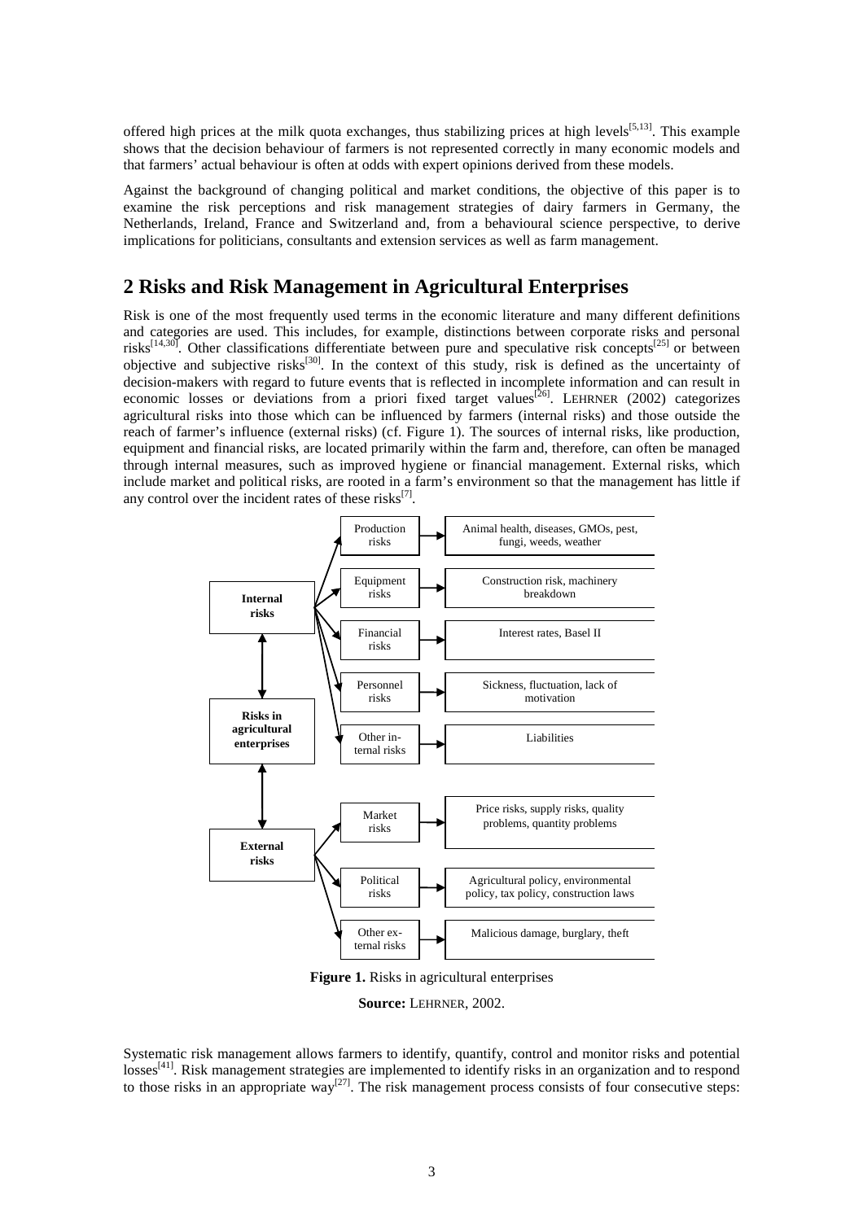offered high prices at the milk quota exchanges, thus stabilizing prices at high levels[5,13]. This example shows that the decision behaviour of farmers is not represented correctly in many economic models and that farmers' actual behaviour is often at odds with expert opinions derived from these models.

Against the background of changing political and market conditions, the objective of this paper is to examine the risk perceptions and risk management strategies of dairy farmers in Germany, the Netherlands, Ireland, France and Switzerland and, from a behavioural science perspective, to derive implications for politicians, consultants and extension services as well as farm management.

## 2 Risks and Risk Management in Agricultural Enterprises

Risk is one of the most frequently used terms in the economic literature and many different definitions and categories are used. This includes, for example, distinctions between corporate risks and personal risks[14,30]. Other classifications differentiate between pure and speculative risk concepts[25] or between objective and subjective risks[30]. In the context of this study, risk is defined as the uncertainty of decision-makers with regard to future events that is reflected in incomplete information and can result in economic losses or deviations from a priori fixed target values[26]. LEHRNER (2002) categorizes agricultural risks into those which can be influenced by farmers (internal risks) and those outside the reach of farmer's influence (external risks) (cf. Figure 1). The sources of internal risks, like production, equipment and financial risks, are located primarily within the farm and, therefore, can often be managed through internal measures, such as improved hygiene or financial management. External risks, which include market and political risks, are rooted in a farm's environment so that the management has little if any control over the incident rates of these risks[7].

| Risks in agricultural enterprises | Risk category | Examples |
| --- | --- | --- |
| **Internal risks** | Production risks | Animal health, diseases, GMOs, pest, fungi, weeds, weather |
| | Equipment risks | Construction risk, machinery breakdown |
| | Financial risks | Interest rates, Basel II |
| | Personnel risks | Sickness, fluctuation, lack of motivation |
| | Other internal risks | Liabilities |
| **External risks** | Market risks | Price risks, supply risks, quality problems, quantity problems |
| | Political risks | Agricultural policy, environmental policy, tax policy, construction laws |
| | Other external risks | Malicious damage, burglary, theft |

**Figure 1.** Risks in agricultural enterprises

**Source:** LEHRNER, 2002.

Systematic risk management allows farmers to identify, quantify, control and monitor risks and potential losses[41]. Risk management strategies are implemented to identify risks in an organization and to respond to those risks in an appropriate way[27]. The risk management process consists of four consecutive steps: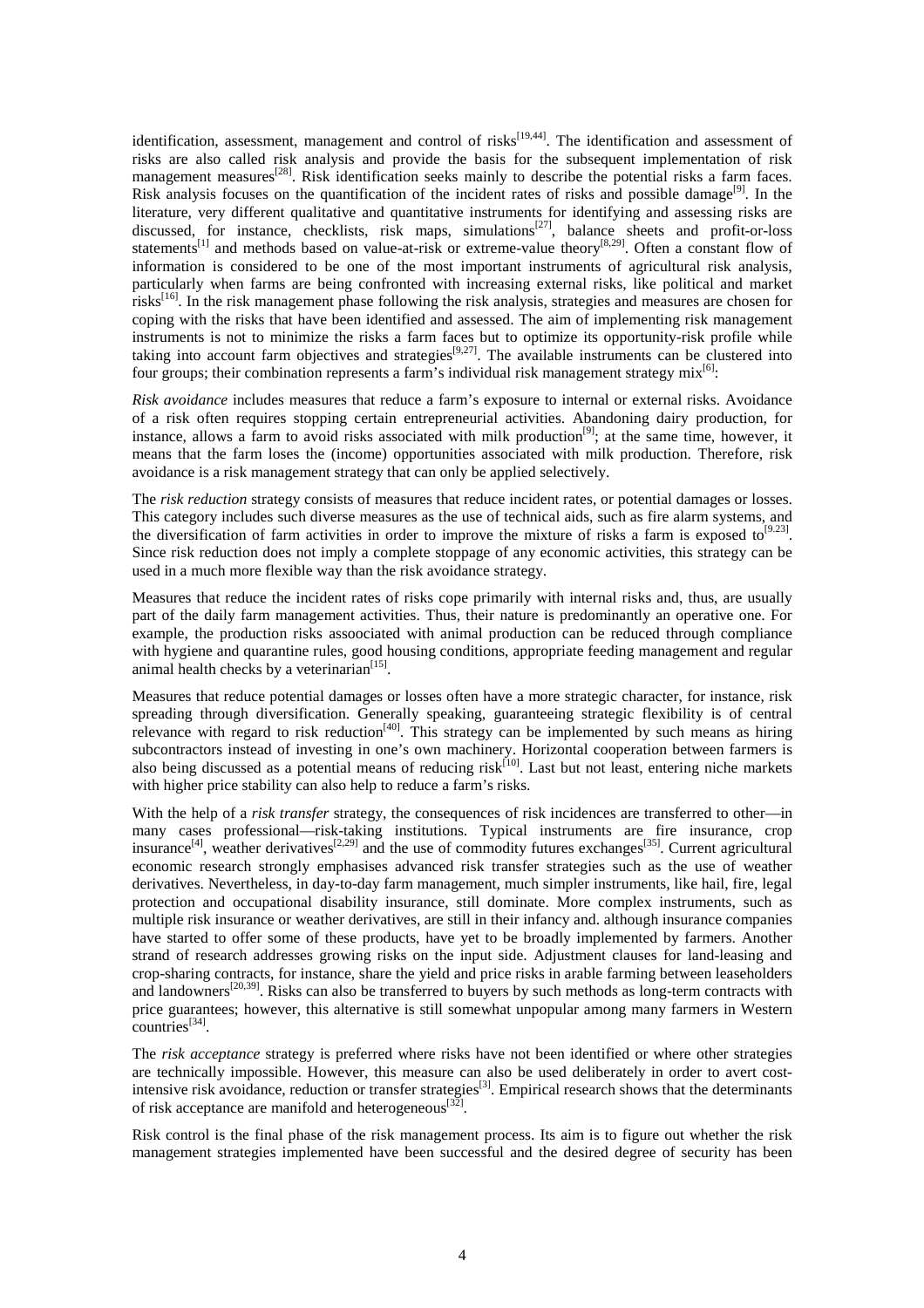identification, assessment, management and control of risks[19,44]. The identification and assessment of risks are also called risk analysis and provide the basis for the subsequent implementation of risk management measures[28]. Risk identification seeks mainly to describe the potential risks a farm faces. Risk analysis focuses on the quantification of the incident rates of risks and possible damage[9]. In the literature, very different qualitative and quantitative instruments for identifying and assessing risks are discussed, for instance, checklists, risk maps, simulations[27], balance sheets and profit-or-loss statements[1] and methods based on value-at-risk or extreme-value theory[8,29]. Often a constant flow of information is considered to be one of the most important instruments of agricultural risk analysis, particularly when farms are being confronted with increasing external risks, like political and market risks[16]. In the risk management phase following the risk analysis, strategies and measures are chosen for coping with the risks that have been identified and assessed. The aim of implementing risk management instruments is not to minimize the risks a farm faces but to optimize its opportunity-risk profile while taking into account farm objectives and strategies[9,27]. The available instruments can be clustered into four groups; their combination represents a farm's individual risk management strategy mix[6]:

*Risk avoidance* includes measures that reduce a farm's exposure to internal or external risks. Avoidance of a risk often requires stopping certain entrepreneurial activities. Abandoning dairy production, for instance, allows a farm to avoid risks associated with milk production[9]; at the same time, however, it means that the farm loses the (income) opportunities associated with milk production. Therefore, risk avoidance is a risk management strategy that can only be applied selectively.

The *risk reduction* strategy consists of measures that reduce incident rates, or potential damages or losses. This category includes such diverse measures as the use of technical aids, such as fire alarm systems, and the diversification of farm activities in order to improve the mixture of risks a farm is exposed to[9.23]. Since risk reduction does not imply a complete stoppage of any economic activities, this strategy can be used in a much more flexible way than the risk avoidance strategy.

Measures that reduce the incident rates of risks cope primarily with internal risks and, thus, are usually part of the daily farm management activities. Thus, their nature is predominantly an operative one. For example, the production risks assoociated with animal production can be reduced through compliance with hygiene and quarantine rules, good housing conditions, appropriate feeding management and regular animal health checks by a veterinarian[15].

Measures that reduce potential damages or losses often have a more strategic character, for instance, risk spreading through diversification. Generally speaking, guaranteeing strategic flexibility is of central relevance with regard to risk reduction[40]. This strategy can be implemented by such means as hiring subcontractors instead of investing in one's own machinery. Horizontal cooperation between farmers is also being discussed as a potential means of reducing risk[10]. Last but not least, entering niche markets with higher price stability can also help to reduce a farm's risks.

With the help of a *risk transfer* strategy, the consequences of risk incidences are transferred to other—in many cases professional—risk-taking institutions. Typical instruments are fire insurance, crop insurance[4], weather derivatives[2,29] and the use of commodity futures exchanges[35]. Current agricultural economic research strongly emphasises advanced risk transfer strategies such as the use of weather derivatives. Nevertheless, in day-to-day farm management, much simpler instruments, like hail, fire, legal protection and occupational disability insurance, still dominate. More complex instruments, such as multiple risk insurance or weather derivatives, are still in their infancy and. although insurance companies have started to offer some of these products, have yet to be broadly implemented by farmers. Another strand of research addresses growing risks on the input side. Adjustment clauses for land-leasing and crop-sharing contracts, for instance, share the yield and price risks in arable farming between leaseholders and landowners[20,39]. Risks can also be transferred to buyers by such methods as long-term contracts with price guarantees; however, this alternative is still somewhat unpopular among many farmers in Western countries[34].

The *risk acceptance* strategy is preferred where risks have not been identified or where other strategies are technically impossible. However, this measure can also be used deliberately in order to avert cost-intensive risk avoidance, reduction or transfer strategies[3]. Empirical research shows that the determinants of risk acceptance are manifold and heterogeneous[32].

Risk control is the final phase of the risk management process. Its aim is to figure out whether the risk management strategies implemented have been successful and the desired degree of security has been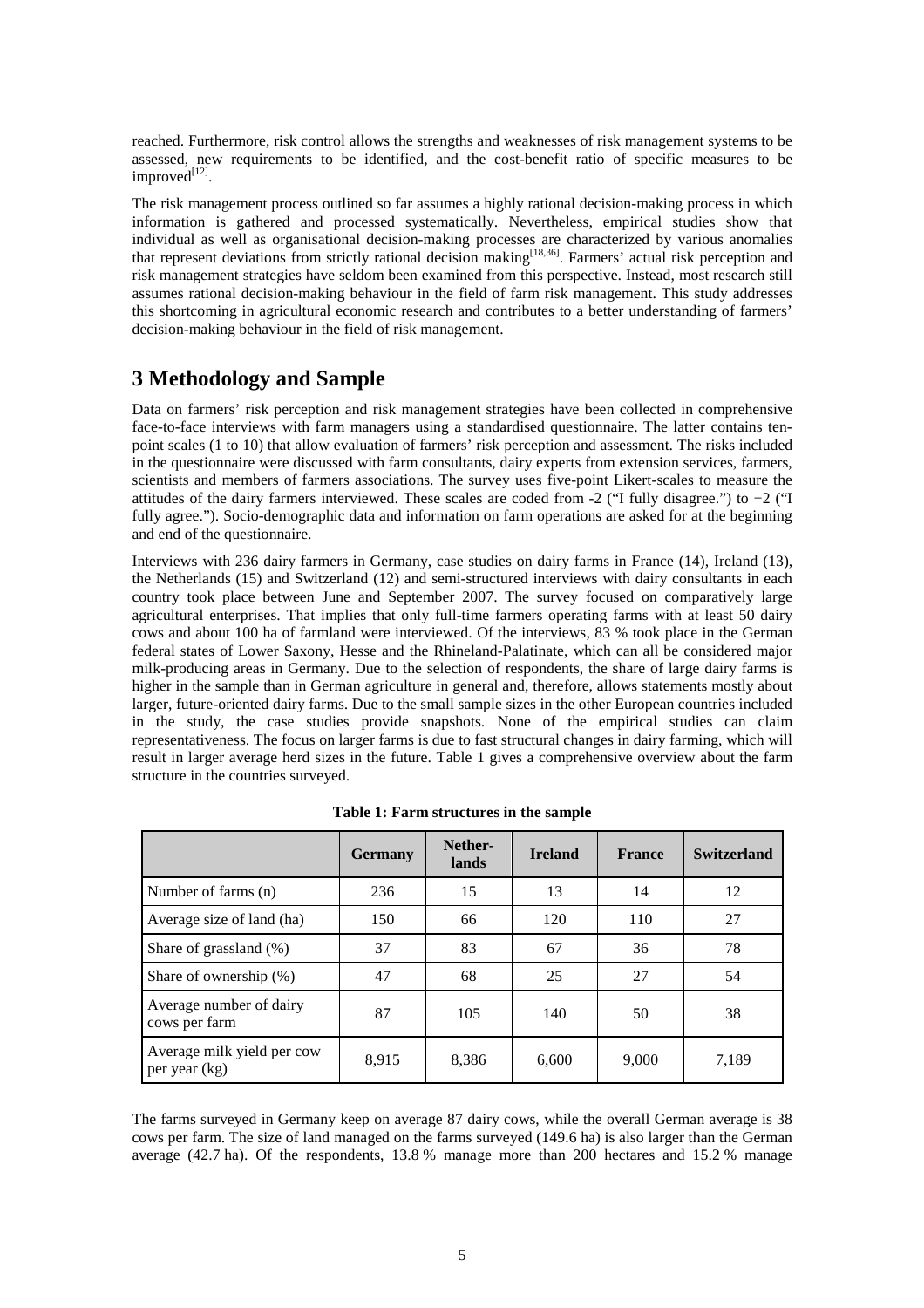reached. Furthermore, risk control allows the strengths and weaknesses of risk management systems to be assessed, new requirements to be identified, and the cost-benefit ratio of specific measures to be improved[12].

The risk management process outlined so far assumes a highly rational decision-making process in which information is gathered and processed systematically. Nevertheless, empirical studies show that individual as well as organisational decision-making processes are characterized by various anomalies that represent deviations from strictly rational decision making[18,36]. Farmers' actual risk perception and risk management strategies have seldom been examined from this perspective. Instead, most research still assumes rational decision-making behaviour in the field of farm risk management. This study addresses this shortcoming in agricultural economic research and contributes to a better understanding of farmers' decision-making behaviour in the field of risk management.

# 3 Methodology and Sample

Data on farmers' risk perception and risk management strategies have been collected in comprehensive face-to-face interviews with farm managers using a standardised questionnaire. The latter contains ten-point scales (1 to 10) that allow evaluation of farmers' risk perception and assessment. The risks included in the questionnaire were discussed with farm consultants, dairy experts from extension services, farmers, scientists and members of farmers associations. The survey uses five-point Likert-scales to measure the attitudes of the dairy farmers interviewed. These scales are coded from -2 ("I fully disagree.") to +2 ("I fully agree."). Socio-demographic data and information on farm operations are asked for at the beginning and end of the questionnaire.

Interviews with 236 dairy farmers in Germany, case studies on dairy farms in France (14), Ireland (13), the Netherlands (15) and Switzerland (12) and semi-structured interviews with dairy consultants in each country took place between June and September 2007. The survey focused on comparatively large agricultural enterprises. That implies that only full-time farmers operating farms with at least 50 dairy cows and about 100 ha of farmland were interviewed. Of the interviews, 83 % took place in the German federal states of Lower Saxony, Hesse and the Rhineland-Palatinate, which can all be considered major milk-producing areas in Germany. Due to the selection of respondents, the share of large dairy farms is higher in the sample than in German agriculture in general and, therefore, allows statements mostly about larger, future-oriented dairy farms. Due to the small sample sizes in the other European countries included in the study, the case studies provide snapshots. None of the empirical studies can claim representativeness. The focus on larger farms is due to fast structural changes in dairy farming, which will result in larger average herd sizes in the future. Table 1 gives a comprehensive overview about the farm structure in the countries surveyed.

**Table 1: Farm structures in the sample**

| | Germany | Nether-lands | Ireland | France | Switzerland |
|---|---|---|---|---|---|
| Number of farms (n) | 236 | 15 | 13 | 14 | 12 |
| Average size of land (ha) | 150 | 66 | 120 | 110 | 27 |
| Share of grassland (%) | 37 | 83 | 67 | 36 | 78 |
| Share of ownership (%) | 47 | 68 | 25 | 27 | 54 |
| Average number of dairy cows per farm | 87 | 105 | 140 | 50 | 38 |
| Average milk yield per cow per year (kg) | 8,915 | 8,386 | 6,600 | 9,000 | 7,189 |

The farms surveyed in Germany keep on average 87 dairy cows, while the overall German average is 38 cows per farm. The size of land managed on the farms surveyed (149.6 ha) is also larger than the German average (42.7 ha). Of the respondents, 13.8 % manage more than 200 hectares and 15.2 % manage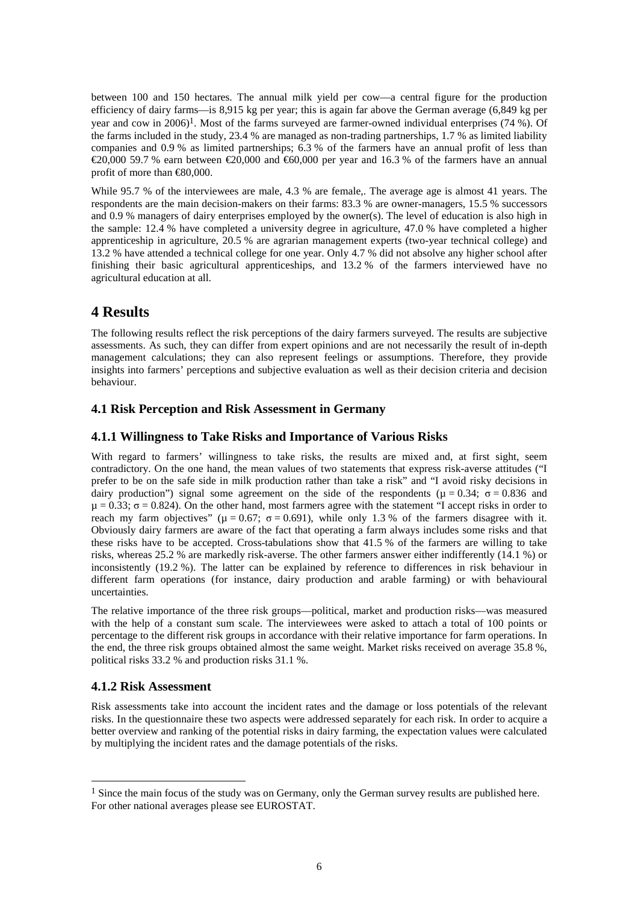between 100 and 150 hectares. The annual milk yield per cow—a central figure for the production efficiency of dairy farms—is 8,915 kg per year; this is again far above the German average (6,849 kg per year and cow in 2006)[1]. Most of the farms surveyed are farmer-owned individual enterprises (74 %). Of the farms included in the study, 23.4 % are managed as non-trading partnerships, 1.7 % as limited liability companies and 0.9 % as limited partnerships; 6.3 % of the farmers have an annual profit of less than €20,000 59.7 % earn between €20,000 and €60,000 per year and 16.3 % of the farmers have an annual profit of more than €80,000.

While 95.7 % of the interviewees are male, 4.3 % are female,. The average age is almost 41 years. The respondents are the main decision-makers on their farms: 83.3 % are owner-managers, 15.5 % successors and 0.9 % managers of dairy enterprises employed by the owner(s). The level of education is also high in the sample: 12.4 % have completed a university degree in agriculture, 47.0 % have completed a higher apprenticeship in agriculture, 20.5 % are agrarian management experts (two-year technical college) and 13.2 % have attended a technical college for one year. Only 4.7 % did not absolve any higher school after finishing their basic agricultural apprenticeships, and 13.2 % of the farmers interviewed have no agricultural education at all.

# 4 Results

The following results reflect the risk perceptions of the dairy farmers surveyed. The results are subjective assessments. As such, they can differ from expert opinions and are not necessarily the result of in-depth management calculations; they can also represent feelings or assumptions. Therefore, they provide insights into farmers' perceptions and subjective evaluation as well as their decision criteria and decision behaviour.

## 4.1 Risk Perception and Risk Assessment in Germany

### 4.1.1 Willingness to Take Risks and Importance of Various Risks

With regard to farmers' willingness to take risks, the results are mixed and, at first sight, seem contradictory. On the one hand, the mean values of two statements that express risk-averse attitudes ("I prefer to be on the safe side in milk production rather than take a risk" and "I avoid risky decisions in dairy production") signal some agreement on the side of the respondents ($\mu = 0.34$; $\sigma = 0.836$ and $\mu = 0.33$; $\sigma = 0.824$). On the other hand, most farmers agree with the statement "I accept risks in order to reach my farm objectives" ($\mu = 0.67$; $\sigma = 0.691$), while only 1.3 % of the farmers disagree with it. Obviously dairy farmers are aware of the fact that operating a farm always includes some risks and that these risks have to be accepted. Cross-tabulations show that 41.5 % of the farmers are willing to take risks, whereas 25.2 % are markedly risk-averse. The other farmers answer either indifferently (14.1 %) or inconsistently (19.2 %). The latter can be explained by reference to differences in risk behaviour in different farm operations (for instance, dairy production and arable farming) or with behavioural uncertainties.

The relative importance of the three risk groups—political, market and production risks—was measured with the help of a constant sum scale. The interviewees were asked to attach a total of 100 points or percentage to the different risk groups in accordance with their relative importance for farm operations. In the end, the three risk groups obtained almost the same weight. Market risks received on average 35.8 %, political risks 33.2 % and production risks 31.1 %.

### 4.1.2 Risk Assessment

Risk assessments take into account the incident rates and the damage or loss potentials of the relevant risks. In the questionnaire these two aspects were addressed separately for each risk. In order to acquire a better overview and ranking of the potential risks in dairy farming, the expectation values were calculated by multiplying the incident rates and the damage potentials of the risks.

---

[1] Since the main focus of the study was on Germany, only the German survey results are published here. For other national averages please see EUROSTAT.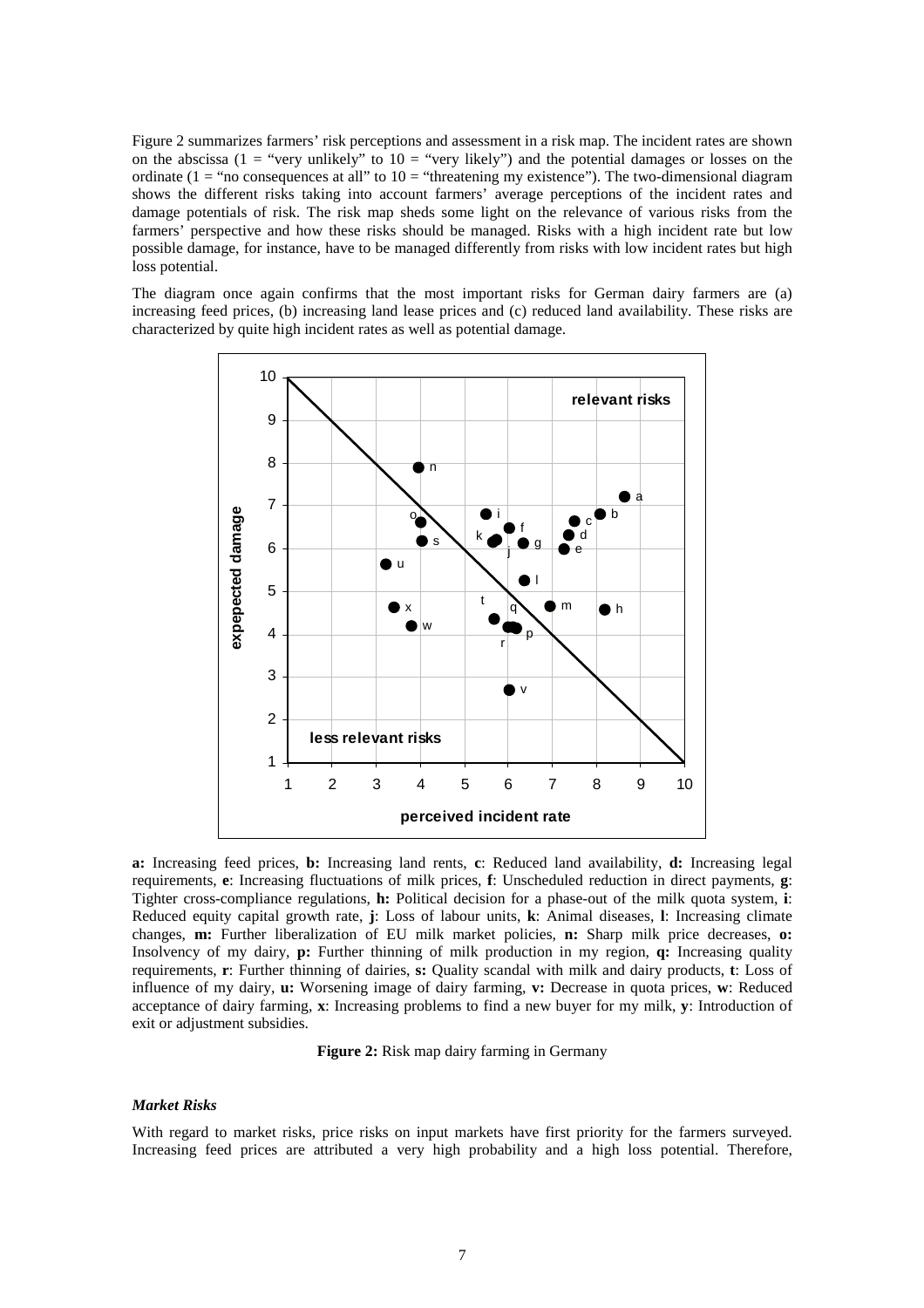Figure 2 summarizes farmers' risk perceptions and assessment in a risk map. The incident rates are shown on the abscissa (1 = "very unlikely" to 10 = "very likely") and the potential damages or losses on the ordinate (1 = "no consequences at all" to 10 = "threatening my existence"). The two-dimensional diagram shows the different risks taking into account farmers' average perceptions of the incident rates and damage potentials of risk. The risk map sheds some light on the relevance of various risks from the farmers' perspective and how these risks should be managed. Risks with a high incident rate but low possible damage, for instance, have to be managed differently from risks with low incident rates but high loss potential.

The diagram once again confirms that the most important risks for German dairy farmers are (a) increasing feed prices, (b) increasing land lease prices and (c) reduced land availability. These risks are characterized by quite high incident rates as well as potential damage.

**a:** Increasing feed prices, **b:** Increasing land rents, **c**: Reduced land availability, **d:** Increasing legal requirements, **e**: Increasing fluctuations of milk prices, **f**: Unscheduled reduction in direct payments, **g**: Tighter cross-compliance regulations, **h:** Political decision for a phase-out of the milk quota system, **i**: Reduced equity capital growth rate, **j**: Loss of labour units, **k**: Animal diseases, **l**: Increasing climate changes, **m:** Further liberalization of EU milk market policies, **n:** Sharp milk price decreases, **o:** Insolvency of my dairy, **p:** Further thinning of milk production in my region, **q:** Increasing quality requirements, **r**: Further thinning of dairies, **s:** Quality scandal with milk and dairy products, **t**: Loss of influence of my dairy, **u:** Worsening image of dairy farming, **v:** Decrease in quota prices, **w**: Reduced acceptance of dairy farming, **x**: Increasing problems to find a new buyer for my milk, **y**: Introduction of exit or adjustment subsidies.

**Figure 2:** Risk map dairy farming in Germany

### *Market Risks*

With regard to market risks, price risks on input markets have first priority for the farmers surveyed. Increasing feed prices are attributed a very high probability and a high loss potential. Therefore,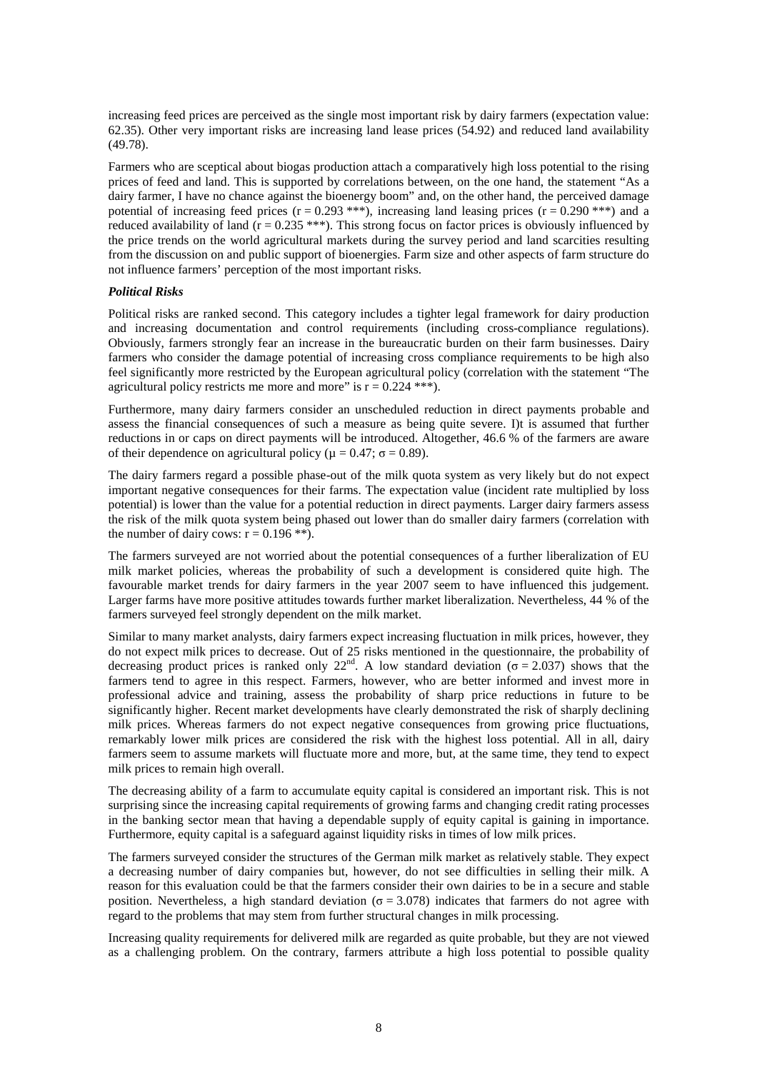increasing feed prices are perceived as the single most important risk by dairy farmers (expectation value: 62.35). Other very important risks are increasing land lease prices (54.92) and reduced land availability (49.78).

Farmers who are sceptical about biogas production attach a comparatively high loss potential to the rising prices of feed and land. This is supported by correlations between, on the one hand, the statement "As a dairy farmer, I have no chance against the bioenergy boom" and, on the other hand, the perceived damage potential of increasing feed prices ($r = 0.293$ ***), increasing land leasing prices ($r = 0.290$ ***) and a reduced availability of land ($r = 0.235$ ***). This strong focus on factor prices is obviously influenced by the price trends on the world agricultural markets during the survey period and land scarcities resulting from the discussion on and public support of bioenergies. Farm size and other aspects of farm structure do not influence farmers' perception of the most important risks.

### *Political Risks*

Political risks are ranked second. This category includes a tighter legal framework for dairy production and increasing documentation and control requirements (including cross-compliance regulations). Obviously, farmers strongly fear an increase in the bureaucratic burden on their farm businesses. Dairy farmers who consider the damage potential of increasing cross compliance requirements to be high also feel significantly more restricted by the European agricultural policy (correlation with the statement "The agricultural policy restricts me more and more" is $r = 0.224$ ***).

Furthermore, many dairy farmers consider an unscheduled reduction in direct payments probable and assess the financial consequences of such a measure as being quite severe. I)t is assumed that further reductions in or caps on direct payments will be introduced. Altogether, 46.6 % of the farmers are aware of their dependence on agricultural policy ($\mu = 0.47$; $\sigma = 0.89$).

The dairy farmers regard a possible phase-out of the milk quota system as very likely but do not expect important negative consequences for their farms. The expectation value (incident rate multiplied by loss potential) is lower than the value for a potential reduction in direct payments. Larger dairy farmers assess the risk of the milk quota system being phased out lower than do smaller dairy farmers (correlation with the number of dairy cows: $r = 0.196$ **).

The farmers surveyed are not worried about the potential consequences of a further liberalization of EU milk market policies, whereas the probability of such a development is considered quite high. The favourable market trends for dairy farmers in the year 2007 seem to have influenced this judgement. Larger farms have more positive attitudes towards further market liberalization. Nevertheless, 44 % of the farmers surveyed feel strongly dependent on the milk market.

Similar to many market analysts, dairy farmers expect increasing fluctuation in milk prices, however, they do not expect milk prices to decrease. Out of 25 risks mentioned in the questionnaire, the probability of decreasing product prices is ranked only 22[nd]. A low standard deviation ($\sigma = 2.037$) shows that the farmers tend to agree in this respect. Farmers, however, who are better informed and invest more in professional advice and training, assess the probability of sharp price reductions in future to be significantly higher. Recent market developments have clearly demonstrated the risk of sharply declining milk prices. Whereas farmers do not expect negative consequences from growing price fluctuations, remarkably lower milk prices are considered the risk with the highest loss potential. All in all, dairy farmers seem to assume markets will fluctuate more and more, but, at the same time, they tend to expect milk prices to remain high overall.

The decreasing ability of a farm to accumulate equity capital is considered an important risk. This is not surprising since the increasing capital requirements of growing farms and changing credit rating processes in the banking sector mean that having a dependable supply of equity capital is gaining in importance. Furthermore, equity capital is a safeguard against liquidity risks in times of low milk prices.

The farmers surveyed consider the structures of the German milk market as relatively stable. They expect a decreasing number of dairy companies but, however, do not see difficulties in selling their milk. A reason for this evaluation could be that the farmers consider their own dairies to be in a secure and stable position. Nevertheless, a high standard deviation ($\sigma = 3.078$) indicates that farmers do not agree with regard to the problems that may stem from further structural changes in milk processing.

Increasing quality requirements for delivered milk are regarded as quite probable, but they are not viewed as a challenging problem. On the contrary, farmers attribute a high loss potential to possible quality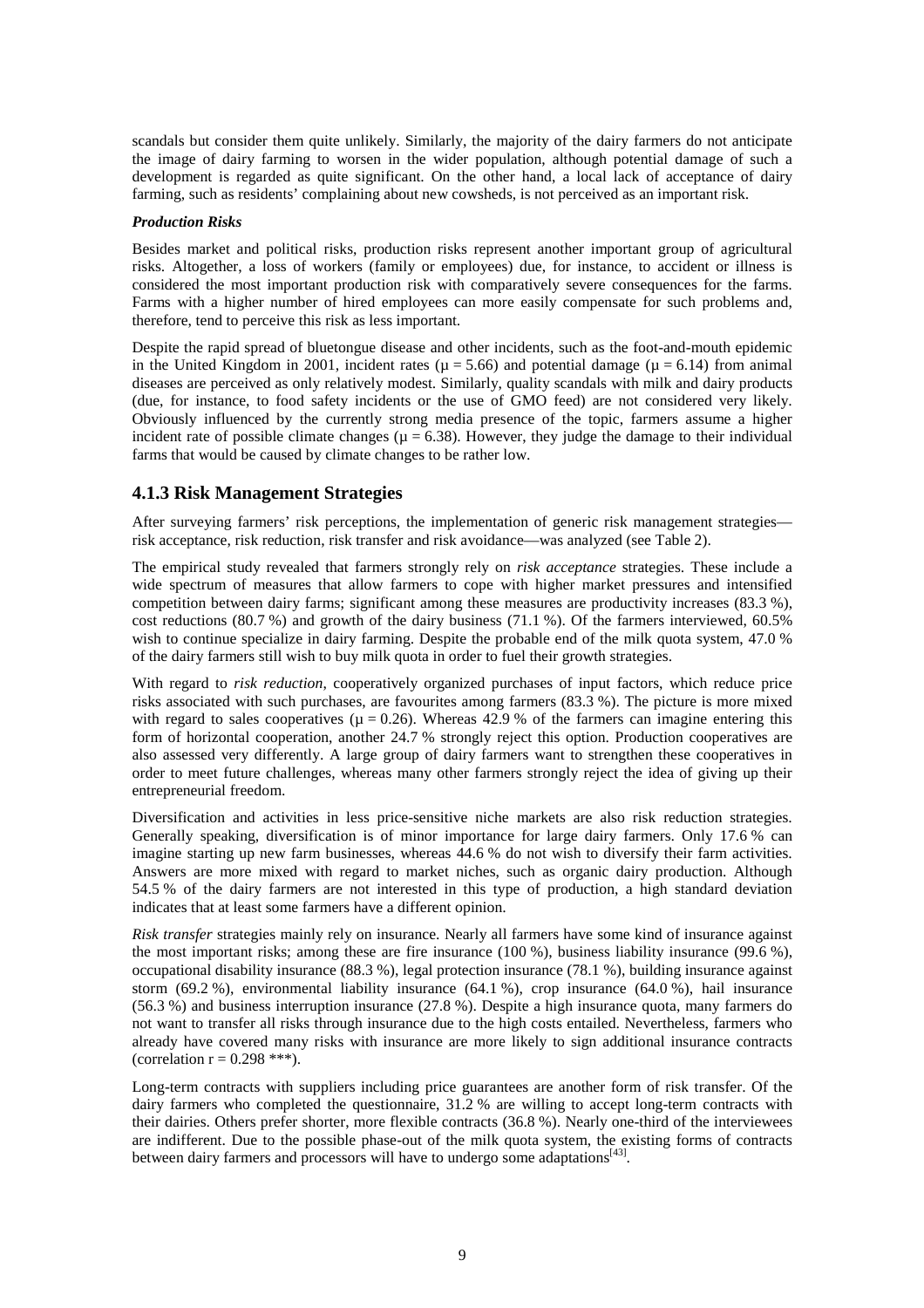scandals but consider them quite unlikely. Similarly, the majority of the dairy farmers do not anticipate the image of dairy farming to worsen in the wider population, although potential damage of such a development is regarded as quite significant. On the other hand, a local lack of acceptance of dairy farming, such as residents' complaining about new cowsheds, is not perceived as an important risk.

***Production Risks***

Besides market and political risks, production risks represent another important group of agricultural risks. Altogether, a loss of workers (family or employees) due, for instance, to accident or illness is considered the most important production risk with comparatively severe consequences for the farms. Farms with a higher number of hired employees can more easily compensate for such problems and, therefore, tend to perceive this risk as less important.

Despite the rapid spread of bluetongue disease and other incidents, such as the foot-and-mouth epidemic in the United Kingdom in 2001, incident rates ($\mu = 5.66$) and potential damage ($\mu = 6.14$) from animal diseases are perceived as only relatively modest. Similarly, quality scandals with milk and dairy products (due, for instance, to food safety incidents or the use of GMO feed) are not considered very likely. Obviously influenced by the currently strong media presence of the topic, farmers assume a higher incident rate of possible climate changes ($\mu = 6.38$). However, they judge the damage to their individual farms that would be caused by climate changes to be rather low.

### 4.1.3 Risk Management Strategies

After surveying farmers' risk perceptions, the implementation of generic risk management strategies—risk acceptance, risk reduction, risk transfer and risk avoidance—was analyzed (see Table 2).

The empirical study revealed that farmers strongly rely on *risk acceptance* strategies. These include a wide spectrum of measures that allow farmers to cope with higher market pressures and intensified competition between dairy farms; significant among these measures are productivity increases (83.3 %), cost reductions (80.7 %) and growth of the dairy business (71.1 %). Of the farmers interviewed, 60.5% wish to continue specialize in dairy farming. Despite the probable end of the milk quota system, 47.0 % of the dairy farmers still wish to buy milk quota in order to fuel their growth strategies.

With regard to *risk reduction*, cooperatively organized purchases of input factors, which reduce price risks associated with such purchases, are favourites among farmers (83.3 %). The picture is more mixed with regard to sales cooperatives ($\mu = 0.26$). Whereas 42.9 % of the farmers can imagine entering this form of horizontal cooperation, another 24.7 % strongly reject this option. Production cooperatives are also assessed very differently. A large group of dairy farmers want to strengthen these cooperatives in order to meet future challenges, whereas many other farmers strongly reject the idea of giving up their entrepreneurial freedom.

Diversification and activities in less price-sensitive niche markets are also risk reduction strategies. Generally speaking, diversification is of minor importance for large dairy farmers. Only 17.6 % can imagine starting up new farm businesses, whereas 44.6 % do not wish to diversify their farm activities. Answers are more mixed with regard to market niches, such as organic dairy production. Although 54.5 % of the dairy farmers are not interested in this type of production, a high standard deviation indicates that at least some farmers have a different opinion.

*Risk transfer* strategies mainly rely on insurance. Nearly all farmers have some kind of insurance against the most important risks; among these are fire insurance (100 %), business liability insurance (99.6 %), occupational disability insurance (88.3 %), legal protection insurance (78.1 %), building insurance against storm (69.2 %), environmental liability insurance (64.1 %), crop insurance (64.0 %), hail insurance (56.3 %) and business interruption insurance (27.8 %). Despite a high insurance quota, many farmers do not want to transfer all risks through insurance due to the high costs entailed. Nevertheless, farmers who already have covered many risks with insurance are more likely to sign additional insurance contracts (correlation r = 0.298 ***).

Long-term contracts with suppliers including price guarantees are another form of risk transfer. Of the dairy farmers who completed the questionnaire, 31.2 % are willing to accept long-term contracts with their dairies. Others prefer shorter, more flexible contracts (36.8 %). Nearly one-third of the interviewees are indifferent. Due to the possible phase-out of the milk quota system, the existing forms of contracts between dairy farmers and processors will have to undergo some adaptations[43].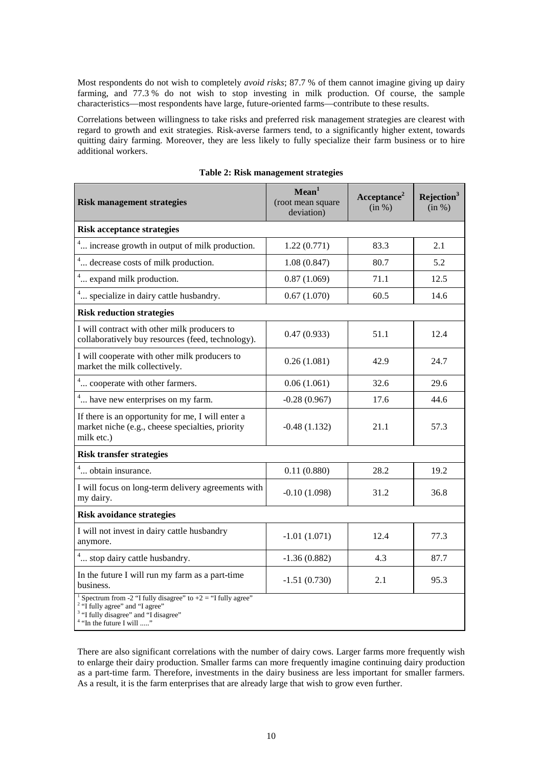Most respondents do not wish to completely *avoid risks*; 87.7 % of them cannot imagine giving up dairy farming, and 77.3 % do not wish to stop investing in milk production. Of course, the sample characteristics—most respondents have large, future-oriented farms—contribute to these results.

Correlations between willingness to take risks and preferred risk management strategies are clearest with regard to growth and exit strategies. Risk-averse farmers tend, to a significantly higher extent, towards quitting dairy farming. Moreover, they are less likely to fully specialize their farm business or to hire additional workers.

**Table 2: Risk management strategies**

| Risk management strategies | Mean[1] (root mean square deviation) | Acceptance[2] (in %) | Rejection[3] (in %) |
|---|---|---|---|
| **Risk acceptance strategies** | | | |
| [4]... increase growth in output of milk production. | 1.22 (0.771) | 83.3 | 2.1 |
| [4]... decrease costs of milk production. | 1.08 (0.847) | 80.7 | 5.2 |
| [4]... expand milk production. | 0.87 (1.069) | 71.1 | 12.5 |
| [4]... specialize in dairy cattle husbandry. | 0.67 (1.070) | 60.5 | 14.6 |
| **Risk reduction strategies** | | | |
| I will contract with other milk producers to collaboratively buy resources (feed, technology). | 0.47 (0.933) | 51.1 | 12.4 |
| I will cooperate with other milk producers to market the milk collectively. | 0.26 (1.081) | 42.9 | 24.7 |
| [4]... cooperate with other farmers. | 0.06 (1.061) | 32.6 | 29.6 |
| [4]... have new enterprises on my farm. | -0.28 (0.967) | 17.6 | 44.6 |
| If there is an opportunity for me, I will enter a market niche (e.g., cheese specialties, priority milk etc.) | -0.48 (1.132) | 21.1 | 57.3 |
| **Risk transfer strategies** | | | |
| [4]... obtain insurance. | 0.11 (0.880) | 28.2 | 19.2 |
| I will focus on long-term delivery agreements with my dairy. | -0.10 (1.098) | 31.2 | 36.8 |
| **Risk avoidance strategies** | | | |
| I will not invest in dairy cattle husbandry anymore. | -1.01 (1.071) | 12.4 | 77.3 |
| [4]... stop dairy cattle husbandry. | -1.36 (0.882) | 4.3 | 87.7 |
| In the future I will run my farm as a part-time business. | -1.51 (0.730) | 2.1 | 95.3 |

[1] Spectrum from -2 "I fully disagree" to +2 = "I fully agree"
[2] "I fully agree" and "I agree"
[3] "I fully disagree" and "I disagree"
[4] "In the future I will ....."

There are also significant correlations with the number of dairy cows. Larger farms more frequently wish to enlarge their dairy production. Smaller farms can more frequently imagine continuing dairy production as a part-time farm. Therefore, investments in the dairy business are less important for smaller farmers. As a result, it is the farm enterprises that are already large that wish to grow even further.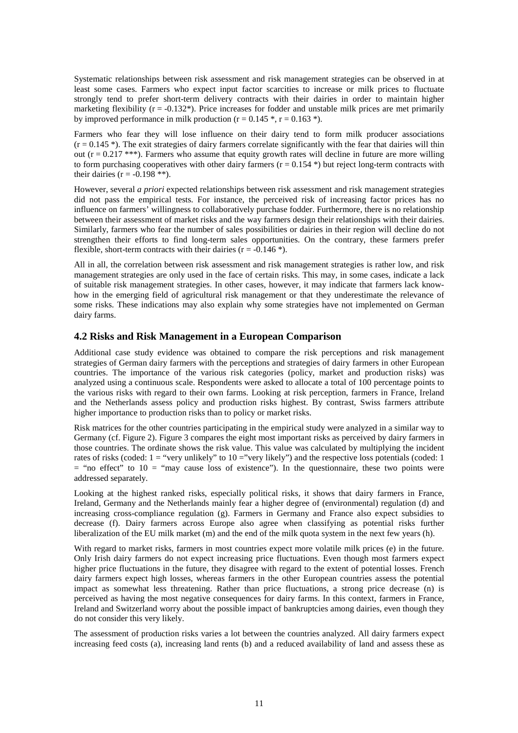Systematic relationships between risk assessment and risk management strategies can be observed in at least some cases. Farmers who expect input factor scarcities to increase or milk prices to fluctuate strongly tend to prefer short-term delivery contracts with their dairies in order to maintain higher marketing flexibility ($r = -0.132$*). Price increases for fodder and unstable milk prices are met primarily by improved performance in milk production ($r = 0.145$ *, $r = 0.163$ *).

Farmers who fear they will lose influence on their dairy tend to form milk producer associations ($r = 0.145$ *). The exit strategies of dairy farmers correlate significantly with the fear that dairies will thin out ($r = 0.217$ ***). Farmers who assume that equity growth rates will decline in future are more willing to form purchasing cooperatives with other dairy farmers ($r = 0.154$ *) but reject long-term contracts with their dairies ($r = -0.198$ **).

However, several *a priori* expected relationships between risk assessment and risk management strategies did not pass the empirical tests. For instance, the perceived risk of increasing factor prices has no influence on farmers' willingness to collaboratively purchase fodder. Furthermore, there is no relationship between their assessment of market risks and the way farmers design their relationships with their dairies. Similarly, farmers who fear the number of sales possibilities or dairies in their region will decline do not strengthen their efforts to find long-term sales opportunities. On the contrary, these farmers prefer flexible, short-term contracts with their dairies ($r = -0.146$ *).

All in all, the correlation between risk assessment and risk management strategies is rather low, and risk management strategies are only used in the face of certain risks. This may, in some cases, indicate a lack of suitable risk management strategies. In other cases, however, it may indicate that farmers lack know-how in the emerging field of agricultural risk management or that they underestimate the relevance of some risks. These indications may also explain why some strategies have not implemented on German dairy farms.

## 4.2 Risks and Risk Management in a European Comparison

Additional case study evidence was obtained to compare the risk perceptions and risk management strategies of German dairy farmers with the perceptions and strategies of dairy farmers in other European countries. The importance of the various risk categories (policy, market and production risks) was analyzed using a continuous scale. Respondents were asked to allocate a total of 100 percentage points to the various risks with regard to their own farms. Looking at risk perception, farmers in France, Ireland and the Netherlands assess policy and production risks highest. By contrast, Swiss farmers attribute higher importance to production risks than to policy or market risks.

Risk matrices for the other countries participating in the empirical study were analyzed in a similar way to Germany (cf. Figure 2). Figure 3 compares the eight most important risks as perceived by dairy farmers in those countries. The ordinate shows the risk value. This value was calculated by multiplying the incident rates of risks (coded: 1 = "very unlikely" to 10 ="very likely") and the respective loss potentials (coded: 1 = "no effect" to 10 = "may cause loss of existence"). In the questionnaire, these two points were addressed separately.

Looking at the highest ranked risks, especially political risks, it shows that dairy farmers in France, Ireland, Germany and the Netherlands mainly fear a higher degree of (environmental) regulation (d) and increasing cross-compliance regulation (g). Farmers in Germany and France also expect subsidies to decrease (f). Dairy farmers across Europe also agree when classifying as potential risks further liberalization of the EU milk market (m) and the end of the milk quota system in the next few years (h).

With regard to market risks, farmers in most countries expect more volatile milk prices (e) in the future. Only Irish dairy farmers do not expect increasing price fluctuations. Even though most farmers expect higher price fluctuations in the future, they disagree with regard to the extent of potential losses. French dairy farmers expect high losses, whereas farmers in the other European countries assess the potential impact as somewhat less threatening. Rather than price fluctuations, a strong price decrease (n) is perceived as having the most negative consequences for dairy farms. In this context, farmers in France, Ireland and Switzerland worry about the possible impact of bankruptcies among dairies, even though they do not consider this very likely.

The assessment of production risks varies a lot between the countries analyzed. All dairy farmers expect increasing feed costs (a), increasing land rents (b) and a reduced availability of land and assess these as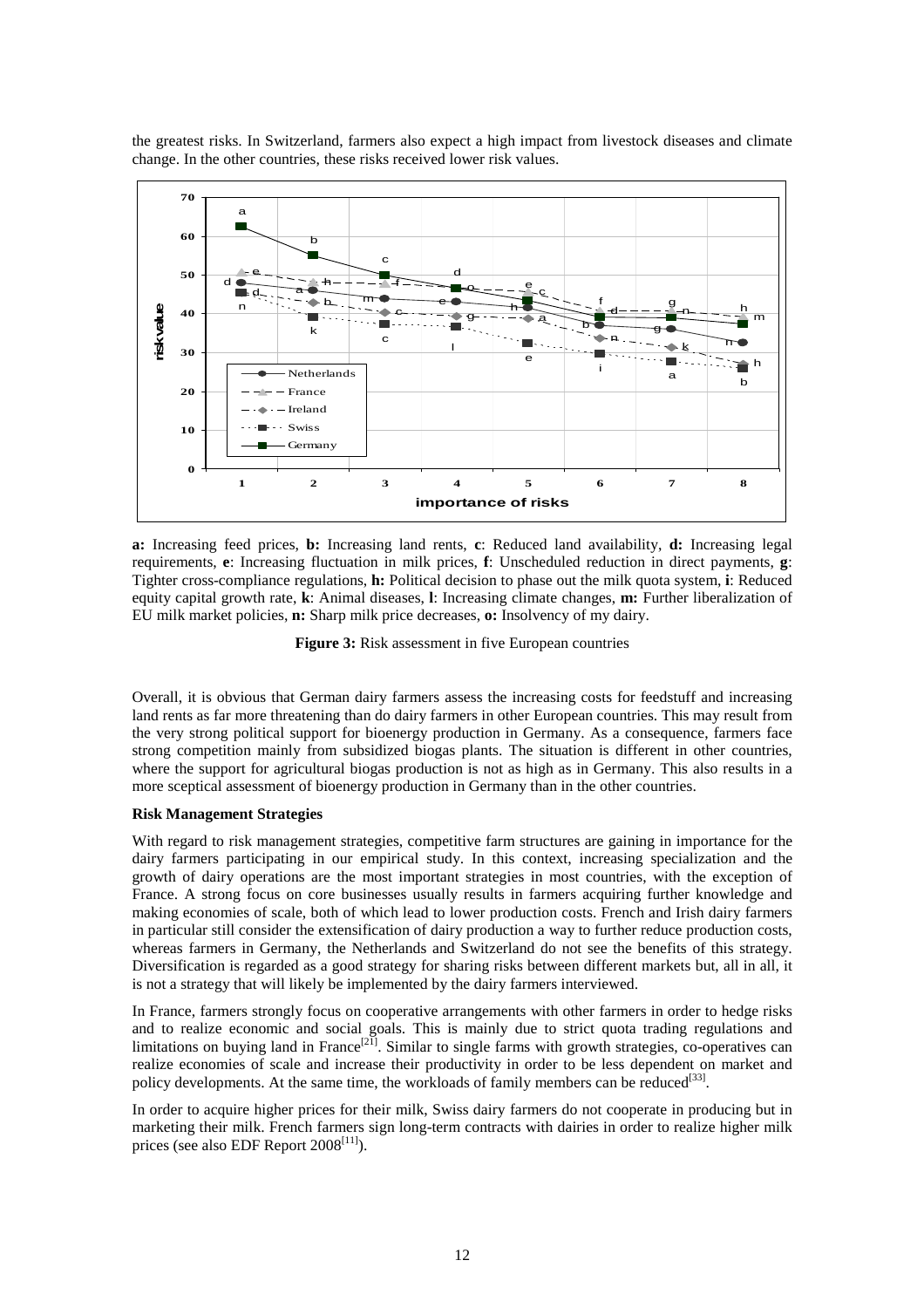the greatest risks. In Switzerland, farmers also expect a high impact from livestock diseases and climate change. In the other countries, these risks received lower risk values.

**a:** Increasing feed prices, **b:** Increasing land rents, **c**: Reduced land availability, **d:** Increasing legal requirements, **e**: Increasing fluctuation in milk prices, **f**: Unscheduled reduction in direct payments, **g**: Tighter cross-compliance regulations, **h:** Political decision to phase out the milk quota system, **i**: Reduced equity capital growth rate, **k**: Animal diseases, **l**: Increasing climate changes, **m:** Further liberalization of EU milk market policies, **n:** Sharp milk price decreases, **o:** Insolvency of my dairy.

**Figure 3:** Risk assessment in five European countries

Overall, it is obvious that German dairy farmers assess the increasing costs for feedstuff and increasing land rents as far more threatening than do dairy farmers in other European countries. This may result from the very strong political support for bioenergy production in Germany. As a consequence, farmers face strong competition mainly from subsidized biogas plants. The situation is different in other countries, where the support for agricultural biogas production is not as high as in Germany. This also results in a more sceptical assessment of bioenergy production in Germany than in the other countries.

**Risk Management Strategies**

With regard to risk management strategies, competitive farm structures are gaining in importance for the dairy farmers participating in our empirical study. In this context, increasing specialization and the growth of dairy operations are the most important strategies in most countries, with the exception of France. A strong focus on core businesses usually results in farmers acquiring further knowledge and making economies of scale, both of which lead to lower production costs. French and Irish dairy farmers in particular still consider the extensification of dairy production a way to further reduce production costs, whereas farmers in Germany, the Netherlands and Switzerland do not see the benefits of this strategy. Diversification is regarded as a good strategy for sharing risks between different markets but, all in all, it is not a strategy that will likely be implemented by the dairy farmers interviewed.

In France, farmers strongly focus on cooperative arrangements with other farmers in order to hedge risks and to realize economic and social goals. This is mainly due to strict quota trading regulations and limitations on buying land in France[21]. Similar to single farms with growth strategies, co-operatives can realize economies of scale and increase their productivity in order to be less dependent on market and policy developments. At the same time, the workloads of family members can be reduced[33].

In order to acquire higher prices for their milk, Swiss dairy farmers do not cooperate in producing but in marketing their milk. French farmers sign long-term contracts with dairies in order to realize higher milk prices (see also EDF Report 2008[11]).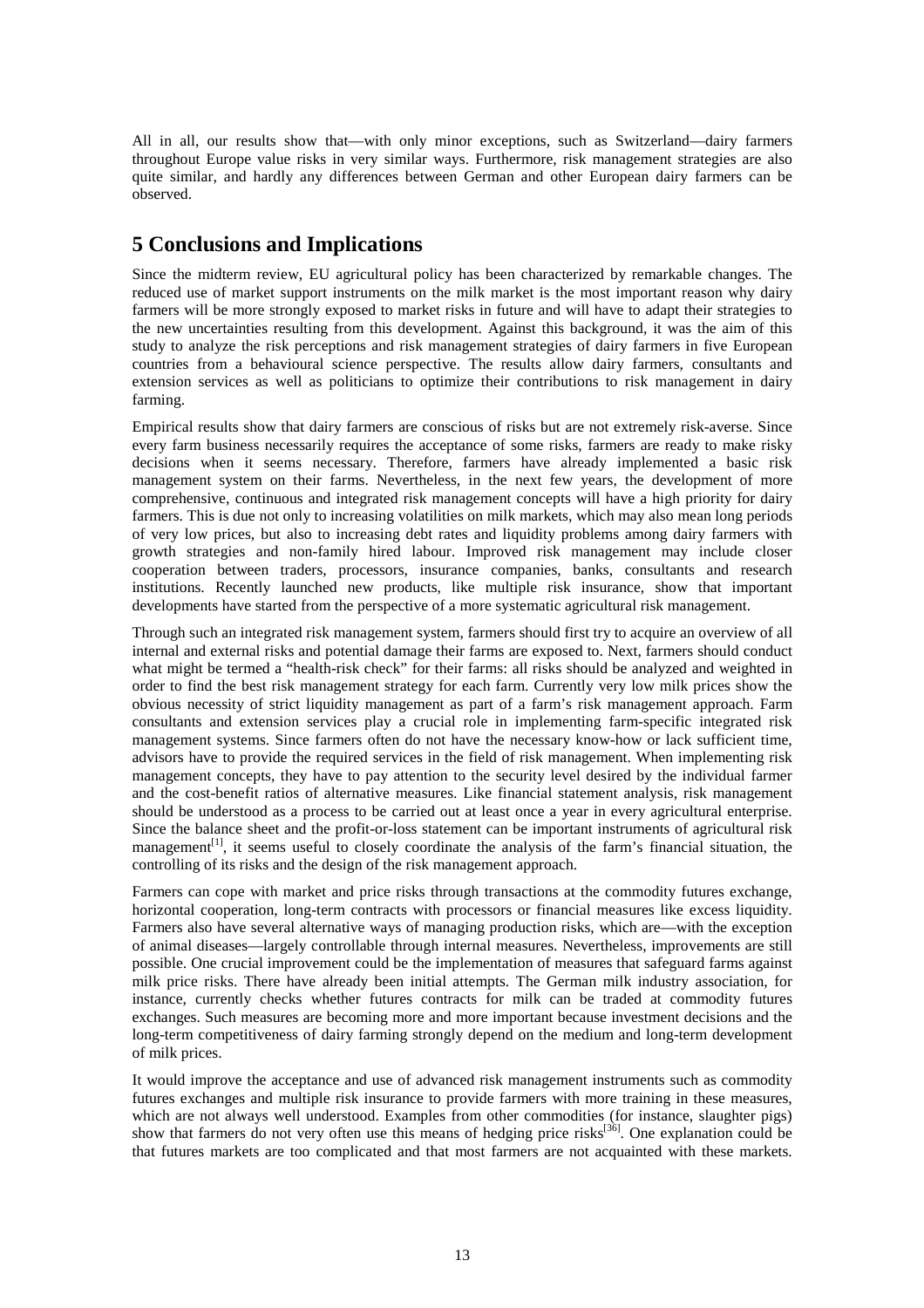All in all, our results show that—with only minor exceptions, such as Switzerland—dairy farmers throughout Europe value risks in very similar ways. Furthermore, risk management strategies are also quite similar, and hardly any differences between German and other European dairy farmers can be observed.

## 5 Conclusions and Implications

Since the midterm review, EU agricultural policy has been characterized by remarkable changes. The reduced use of market support instruments on the milk market is the most important reason why dairy farmers will be more strongly exposed to market risks in future and will have to adapt their strategies to the new uncertainties resulting from this development. Against this background, it was the aim of this study to analyze the risk perceptions and risk management strategies of dairy farmers in five European countries from a behavioural science perspective. The results allow dairy farmers, consultants and extension services as well as politicians to optimize their contributions to risk management in dairy farming.

Empirical results show that dairy farmers are conscious of risks but are not extremely risk-averse. Since every farm business necessarily requires the acceptance of some risks, farmers are ready to make risky decisions when it seems necessary. Therefore, farmers have already implemented a basic risk management system on their farms. Nevertheless, in the next few years, the development of more comprehensive, continuous and integrated risk management concepts will have a high priority for dairy farmers. This is due not only to increasing volatilities on milk markets, which may also mean long periods of very low prices, but also to increasing debt rates and liquidity problems among dairy farmers with growth strategies and non-family hired labour. Improved risk management may include closer cooperation between traders, processors, insurance companies, banks, consultants and research institutions. Recently launched new products, like multiple risk insurance, show that important developments have started from the perspective of a more systematic agricultural risk management.

Through such an integrated risk management system, farmers should first try to acquire an overview of all internal and external risks and potential damage their farms are exposed to. Next, farmers should conduct what might be termed a "health-risk check" for their farms: all risks should be analyzed and weighted in order to find the best risk management strategy for each farm. Currently very low milk prices show the obvious necessity of strict liquidity management as part of a farm's risk management approach. Farm consultants and extension services play a crucial role in implementing farm-specific integrated risk management systems. Since farmers often do not have the necessary know-how or lack sufficient time, advisors have to provide the required services in the field of risk management. When implementing risk management concepts, they have to pay attention to the security level desired by the individual farmer and the cost-benefit ratios of alternative measures. Like financial statement analysis, risk management should be understood as a process to be carried out at least once a year in every agricultural enterprise. Since the balance sheet and the profit-or-loss statement can be important instruments of agricultural risk management[1], it seems useful to closely coordinate the analysis of the farm's financial situation, the controlling of its risks and the design of the risk management approach.

Farmers can cope with market and price risks through transactions at the commodity futures exchange, horizontal cooperation, long-term contracts with processors or financial measures like excess liquidity. Farmers also have several alternative ways of managing production risks, which are—with the exception of animal diseases—largely controllable through internal measures. Nevertheless, improvements are still possible. One crucial improvement could be the implementation of measures that safeguard farms against milk price risks. There have already been initial attempts. The German milk industry association, for instance, currently checks whether futures contracts for milk can be traded at commodity futures exchanges. Such measures are becoming more and more important because investment decisions and the long-term competitiveness of dairy farming strongly depend on the medium and long-term development of milk prices.

It would improve the acceptance and use of advanced risk management instruments such as commodity futures exchanges and multiple risk insurance to provide farmers with more training in these measures, which are not always well understood. Examples from other commodities (for instance, slaughter pigs) show that farmers do not very often use this means of hedging price risks[36]. One explanation could be that futures markets are too complicated and that most farmers are not acquainted with these markets.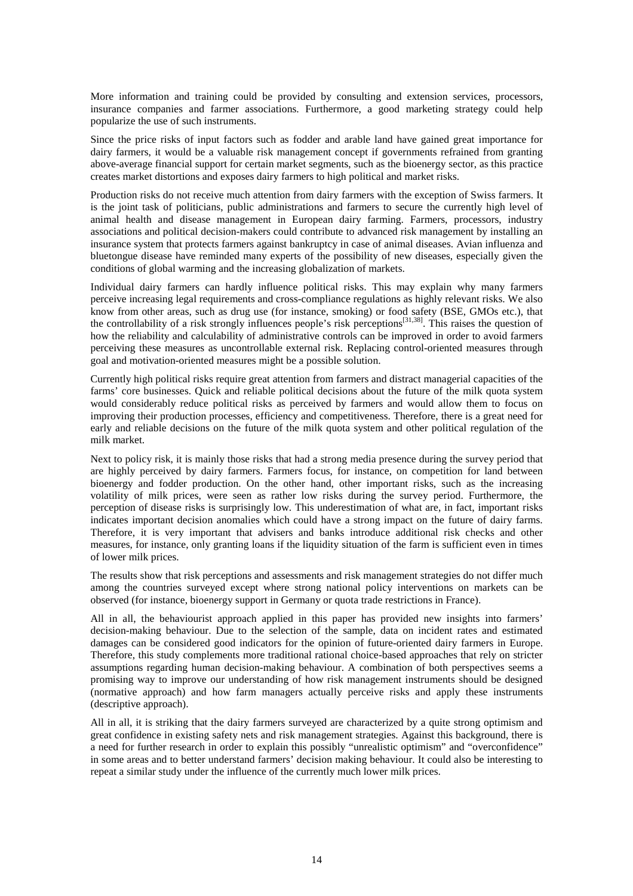More information and training could be provided by consulting and extension services, processors, insurance companies and farmer associations. Furthermore, a good marketing strategy could help popularize the use of such instruments.

Since the price risks of input factors such as fodder and arable land have gained great importance for dairy farmers, it would be a valuable risk management concept if governments refrained from granting above-average financial support for certain market segments, such as the bioenergy sector, as this practice creates market distortions and exposes dairy farmers to high political and market risks.

Production risks do not receive much attention from dairy farmers with the exception of Swiss farmers. It is the joint task of politicians, public administrations and farmers to secure the currently high level of animal health and disease management in European dairy farming. Farmers, processors, industry associations and political decision-makers could contribute to advanced risk management by installing an insurance system that protects farmers against bankruptcy in case of animal diseases. Avian influenza and bluetongue disease have reminded many experts of the possibility of new diseases, especially given the conditions of global warming and the increasing globalization of markets.

Individual dairy farmers can hardly influence political risks. This may explain why many farmers perceive increasing legal requirements and cross-compliance regulations as highly relevant risks. We also know from other areas, such as drug use (for instance, smoking) or food safety (BSE, GMOs etc.), that the controllability of a risk strongly influences people's risk perceptions[31,38]. This raises the question of how the reliability and calculability of administrative controls can be improved in order to avoid farmers perceiving these measures as uncontrollable external risk. Replacing control-oriented measures through goal and motivation-oriented measures might be a possible solution.

Currently high political risks require great attention from farmers and distract managerial capacities of the farms' core businesses. Quick and reliable political decisions about the future of the milk quota system would considerably reduce political risks as perceived by farmers and would allow them to focus on improving their production processes, efficiency and competitiveness. Therefore, there is a great need for early and reliable decisions on the future of the milk quota system and other political regulation of the milk market.

Next to policy risk, it is mainly those risks that had a strong media presence during the survey period that are highly perceived by dairy farmers. Farmers focus, for instance, on competition for land between bioenergy and fodder production. On the other hand, other important risks, such as the increasing volatility of milk prices, were seen as rather low risks during the survey period. Furthermore, the perception of disease risks is surprisingly low. This underestimation of what are, in fact, important risks indicates important decision anomalies which could have a strong impact on the future of dairy farms. Therefore, it is very important that advisers and banks introduce additional risk checks and other measures, for instance, only granting loans if the liquidity situation of the farm is sufficient even in times of lower milk prices.

The results show that risk perceptions and assessments and risk management strategies do not differ much among the countries surveyed except where strong national policy interventions on markets can be observed (for instance, bioenergy support in Germany or quota trade restrictions in France).

All in all, the behaviourist approach applied in this paper has provided new insights into farmers' decision-making behaviour. Due to the selection of the sample, data on incident rates and estimated damages can be considered good indicators for the opinion of future-oriented dairy farmers in Europe. Therefore, this study complements more traditional rational choice-based approaches that rely on stricter assumptions regarding human decision-making behaviour. A combination of both perspectives seems a promising way to improve our understanding of how risk management instruments should be designed (normative approach) and how farm managers actually perceive risks and apply these instruments (descriptive approach).

All in all, it is striking that the dairy farmers surveyed are characterized by a quite strong optimism and great confidence in existing safety nets and risk management strategies. Against this background, there is a need for further research in order to explain this possibly "unrealistic optimism" and "overconfidence" in some areas and to better understand farmers' decision making behaviour. It could also be interesting to repeat a similar study under the influence of the currently much lower milk prices.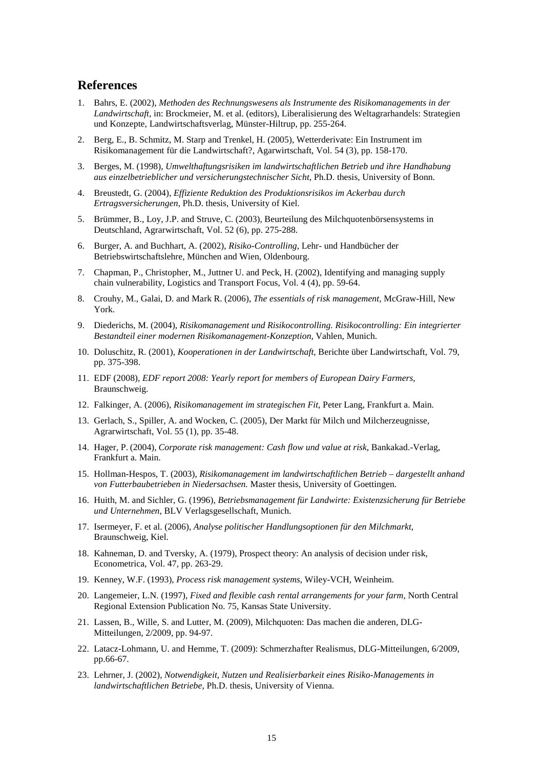## References

1. Bahrs, E. (2002), *Methoden des Rechnungswesens als Instrumente des Risikomanagements in der Landwirtschaft*, in: Brockmeier, M. et al. (editors), Liberalisierung des Weltagrarhandels: Strategien und Konzepte, Landwirtschaftsverlag, Münster-Hiltrup, pp. 255-264.
2. Berg, E., B. Schmitz, M. Starp and Trenkel, H. (2005), Wetterderivate: Ein Instrument im Risikomanagement für die Landwirtschaft?, Agarwirtschaft, Vol. 54 (3), pp. 158-170.
3. Berges, M. (1998), *Umwelthaftungsrisiken im landwirtschaftlichen Betrieb und ihre Handhabung aus einzelbetrieblicher und versicherungstechnischer Sicht*, Ph.D. thesis, University of Bonn.
4. Breustedt, G. (2004), *Effiziente Reduktion des Produktionsrisikos im Ackerbau durch Ertragsversicherungen*, Ph.D. thesis, University of Kiel.
5. Brümmer, B., Loy, J.P. and Struve, C. (2003), Beurteilung des Milchquotenbörsensystems in Deutschland, Agrarwirtschaft, Vol. 52 (6), pp. 275-288.
6. Burger, A. and Buchhart, A. (2002), *Risiko-Controlling*, Lehr- und Handbücher der Betriebswirtschaftslehre, München and Wien, Oldenbourg.
7. Chapman, P., Christopher, M., Juttner U. and Peck, H. (2002), Identifying and managing supply chain vulnerability, Logistics and Transport Focus, Vol. 4 (4), pp. 59-64.
8. Crouhy, M., Galai, D. and Mark R. (2006), *The essentials of risk management*, McGraw-Hill, New York.
9. Diederichs, M. (2004), *Risikomanagement und Risikocontrolling. Risikocontrolling: Ein integrierter Bestandteil einer modernen Risikomanagement-Konzeption*, Vahlen, Munich.
10. Doluschitz, R. (2001), *Kooperationen in der Landwirtschaft*, Berichte über Landwirtschaft, Vol. 79, pp. 375-398.
11. EDF (2008), *EDF report 2008: Yearly report for members of European Dairy Farmers*, Braunschweig.
12. Falkinger, A. (2006), *Risikomanagement im strategischen Fit*, Peter Lang, Frankfurt a. Main.
13. Gerlach, S., Spiller, A. and Wocken, C. (2005), Der Markt für Milch und Milcherzeugnisse, Agrarwirtschaft, Vol. 55 (1), pp. 35-48.
14. Hager, P. (2004), *Corporate risk management: Cash flow und value at risk*, Bankakad.-Verlag, Frankfurt a. Main.
15. Hollman-Hespos, T. (2003), *Risikomanagement im landwirtschaftlichen Betrieb – dargestellt anhand von Futterbaubetrieben in Niedersachsen.* Master thesis, University of Goettingen.
16. Huith, M. and Sichler, G. (1996), *Betriebsmanagement für Landwirte: Existenzsicherung für Betriebe und Unternehmen*, BLV Verlagsgesellschaft, Munich.
17. Isermeyer, F. et al. (2006), *Analyse politischer Handlungsoptionen für den Milchmarkt*, Braunschweig, Kiel.
18. Kahneman, D. and Tversky, A. (1979), Prospect theory: An analysis of decision under risk, Econometrica, Vol. 47, pp. 263-29.
19. Kenney, W.F. (1993), *Process risk management systems*, Wiley-VCH, Weinheim.
20. Langemeier, L.N. (1997), *Fixed and flexible cash rental arrangements for your farm*, North Central Regional Extension Publication No. 75, Kansas State University.
21. Lassen, B., Wille, S. and Lutter, M. (2009), Milchquoten: Das machen die anderen, DLG-Mitteilungen, 2/2009, pp. 94-97.
22. Latacz-Lohmann, U. and Hemme, T. (2009): Schmerzhafter Realismus, DLG-Mitteilungen, 6/2009, pp.66-67.
23. Lehrner, J. (2002), *Notwendigkeit, Nutzen und Realisierbarkeit eines Risiko-Managements in landwirtschaftlichen Betriebe*, Ph.D. thesis, University of Vienna.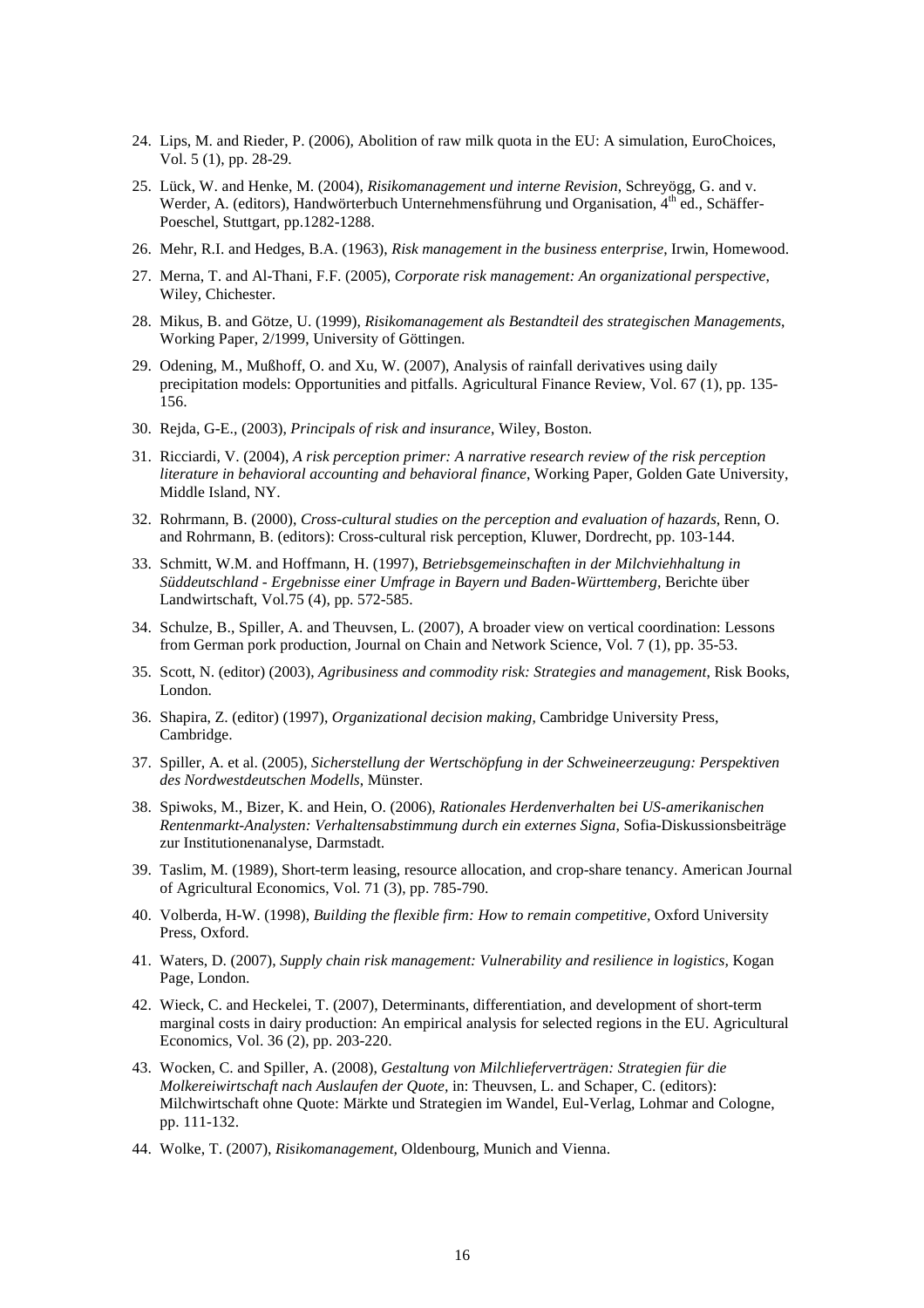24. Lips, M. and Rieder, P. (2006), Abolition of raw milk quota in the EU: A simulation, EuroChoices, Vol. 5 (1), pp. 28-29.

25. Lück, W. and Henke, M. (2004), *Risikomanagement und interne Revision*, Schreyögg, G. and v. Werder, A. (editors), Handwörterbuch Unternehmensführung und Organisation, 4th ed., Schäffer-Poeschel, Stuttgart, pp.1282-1288.

26. Mehr, R.I. and Hedges, B.A. (1963), *Risk management in the business enterprise*, Irwin, Homewood.

27. Merna, T. and Al-Thani, F.F. (2005), *Corporate risk management: An organizational perspective*, Wiley, Chichester.

28. Mikus, B. and Götze, U. (1999), *Risikomanagement als Bestandteil des strategischen Managements*, Working Paper, 2/1999, University of Göttingen.

29. Odening, M., Mußhoff, O. and Xu, W. (2007), Analysis of rainfall derivatives using daily precipitation models: Opportunities and pitfalls. Agricultural Finance Review, Vol. 67 (1), pp. 135-156.

30. Rejda, G-E., (2003), *Principals of risk and insurance*, Wiley, Boston.

31. Ricciardi, V. (2004), *A risk perception primer: A narrative research review of the risk perception literature in behavioral accounting and behavioral finance*, Working Paper, Golden Gate University, Middle Island, NY.

32. Rohrmann, B. (2000), *Cross-cultural studies on the perception and evaluation of hazards*, Renn, O. and Rohrmann, B. (editors): Cross-cultural risk perception, Kluwer, Dordrecht, pp. 103-144.

33. Schmitt, W.M. and Hoffmann, H. (1997), *Betriebsgemeinschaften in der Milchviehhaltung in Süddeutschland - Ergebnisse einer Umfrage in Bayern und Baden-Württemberg*, Berichte über Landwirtschaft, Vol.75 (4), pp. 572-585.

34. Schulze, B., Spiller, A. and Theuvsen, L. (2007), A broader view on vertical coordination: Lessons from German pork production, Journal on Chain and Network Science, Vol. 7 (1), pp. 35-53.

35. Scott, N. (editor) (2003), *Agribusiness and commodity risk: Strategies and management*, Risk Books, London.

36. Shapira, Z. (editor) (1997), *Organizational decision making*, Cambridge University Press, Cambridge.

37. Spiller, A. et al. (2005), *Sicherstellung der Wertschöpfung in der Schweineerzeugung: Perspektiven des Nordwestdeutschen Modells*, Münster.

38. Spiwoks, M., Bizer, K. and Hein, O. (2006), *Rationales Herdenverhalten bei US-amerikanischen Rentenmarkt-Analysten: Verhaltensabstimmung durch ein externes Signa*, Sofia-Diskussionsbeiträge zur Institutionenanalyse, Darmstadt.

39. Taslim, M. (1989), Short-term leasing, resource allocation, and crop-share tenancy. American Journal of Agricultural Economics, Vol. 71 (3), pp. 785-790.

40. Volberda, H-W. (1998), *Building the flexible firm: How to remain competitive*, Oxford University Press, Oxford.

41. Waters, D. (2007), *Supply chain risk management: Vulnerability and resilience in logistics*, Kogan Page, London.

42. Wieck, C. and Heckelei, T. (2007), Determinants, differentiation, and development of short-term marginal costs in dairy production: An empirical analysis for selected regions in the EU. Agricultural Economics, Vol. 36 (2), pp. 203-220.

43. Wocken, C. and Spiller, A. (2008), *Gestaltung von Milchlieferverträgen: Strategien für die Molkereiwirtschaft nach Auslaufen der Quote*, in: Theuvsen, L. and Schaper, C. (editors): Milchwirtschaft ohne Quote: Märkte und Strategien im Wandel, Eul-Verlag, Lohmar and Cologne, pp. 111-132.

44. Wolke, T. (2007), *Risikomanagement*, Oldenbourg, Munich and Vienna.